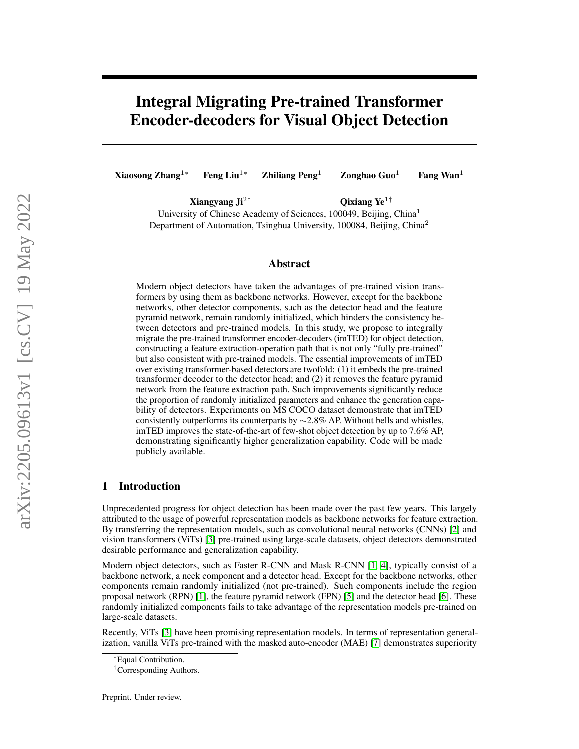# Integral Migrating Pre-trained Transformer Encoder-decoders for Visual Object Detection

**Xiaosong Zhang**[1*] **Feng Liu**[1*] **Zhiliang Peng**[1] **Zonghao Guo**[1] **Fang Wan**[1]

**Xiangyang Ji**[2†] **Qixiang Ye**[1†]

University of Chinese Academy of Sciences, 100049, Beijing, China[1]
Department of Automation, Tsinghua University, 100084, Beijing, China[2]

## Abstract

Modern object detectors have taken the advantages of pre-trained vision transformers by using them as backbone networks. However, except for the backbone networks, other detector components, such as the detector head and the feature pyramid network, remain randomly initialized, which hinders the consistency between detectors and pre-trained models. In this study, we propose to integrally migrate the pre-trained transformer encoder-decoders (imTED) for object detection, constructing a feature extraction-operation path that is not only "fully pre-trained" but also consistent with pre-trained models. The essential improvements of imTED over existing transformer-based detectors are twofold: (1) it embeds the pre-trained transformer decoder to the detector head; and (2) it removes the feature pyramid network from the feature extraction path. Such improvements significantly reduce the proportion of randomly initialized parameters and enhance the generation capability of detectors. Experiments on MS COCO dataset demonstrate that imTED consistently outperforms its counterparts by ∼2.8% AP. Without bells and whistles, imTED improves the state-of-the-art of few-shot object detection by up to 7.6% AP, demonstrating significantly higher generalization capability. Code will be made publicly available.

## 1 Introduction

Unprecedented progress for object detection has been made over the past few years. This largely attributed to the usage of powerful representation models as backbone networks for feature extraction. By transferring the representation models, such as convolutional neural networks (CNNs) [2] and vision transformers (ViTs) [3] pre-trained using large-scale datasets, object detectors demonstrated desirable performance and generalization capability.

Modern object detectors, such as Faster R-CNN and Mask R-CNN [1, 4], typically consist of a backbone network, a neck component and a detector head. Except for the backbone networks, other components remain randomly initialized (not pre-trained). Such components include the region proposal network (RPN) [1], the feature pyramid network (FPN) [5] and the detector head [6]. These randomly initialized components fails to take advantage of the representation models pre-trained on large-scale datasets.

Recently, ViTs [3] have been promising representation models. In terms of representation generalization, vanilla ViTs pre-trained with the masked auto-encoder (MAE) [7] demonstrates superiority

*Equal Contribution.

†Corresponding Authors.

Preprint. Under review.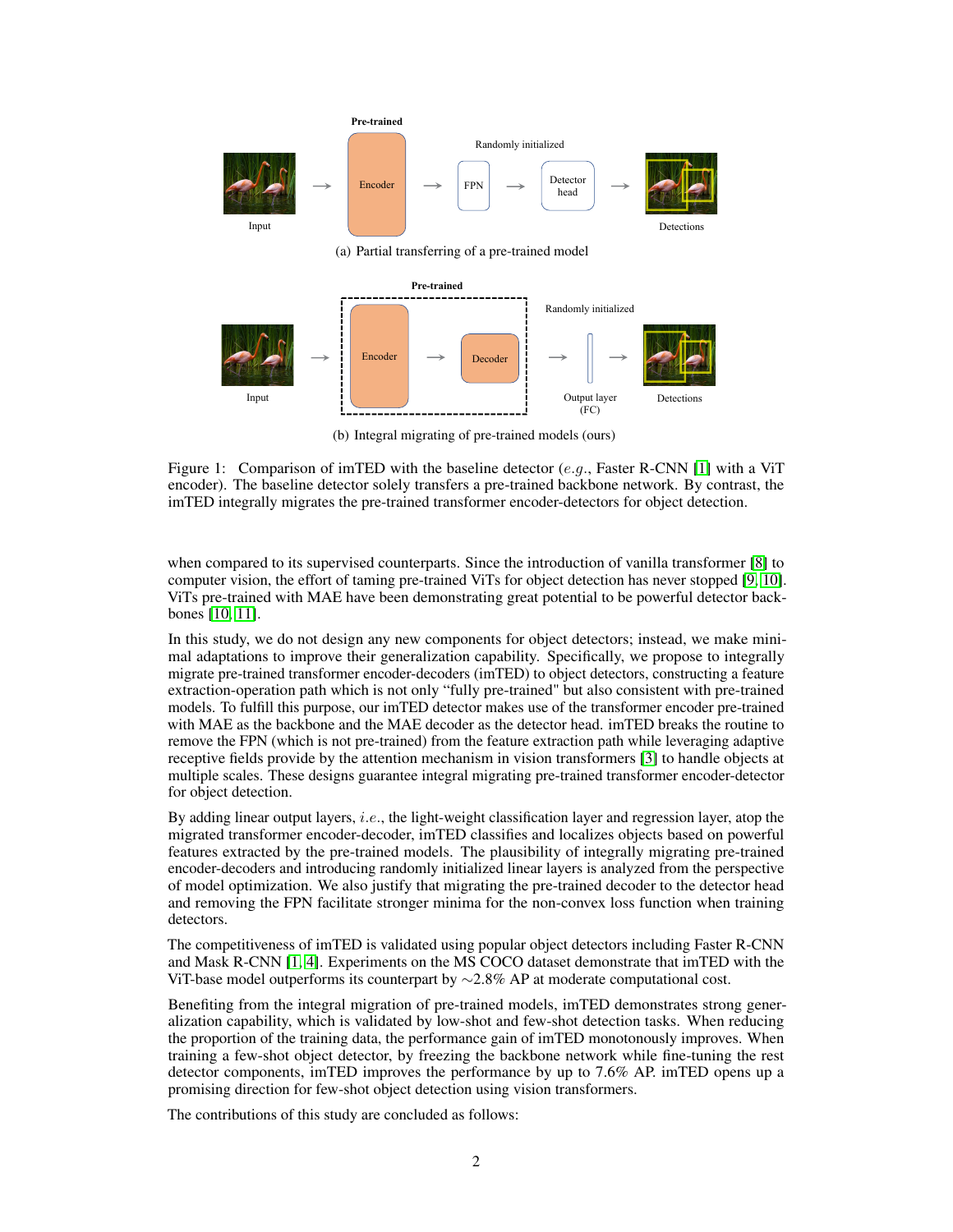Figure 1: Comparison of imTED with the baseline detector (*e.g.*, Faster R-CNN [1] with a ViT encoder). The baseline detector solely transfers a pre-trained backbone network. By contrast, the imTED integrally migrates the pre-trained transformer encoder-detectors for object detection.

(a) Partial transferring of a pre-trained model

(b) Integral migrating of pre-trained models (ours)

when compared to its supervised counterparts. Since the introduction of vanilla transformer [8] to computer vision, the effort of taming pre-trained ViTs for object detection has never stopped [9, 10]. ViTs pre-trained with MAE have been demonstrating great potential to be powerful detector backbones [10, 11].

In this study, we do not design any new components for object detectors; instead, we make minimal adaptations to improve their generalization capability. Specifically, we propose to integrally migrate pre-trained transformer encoder-decoders (imTED) to object detectors, constructing a feature extraction-operation path which is not only "fully pre-trained" but also consistent with pre-trained models. To fulfill this purpose, our imTED detector makes use of the transformer encoder pre-trained with MAE as the backbone and the MAE decoder as the detector head. imTED breaks the routine to remove the FPN (which is not pre-trained) from the feature extraction path while leveraging adaptive receptive fields provide by the attention mechanism in vision transformers [3] to handle objects at multiple scales. These designs guarantee integral migrating pre-trained transformer encoder-detector for object detection.

By adding linear output layers, *i.e.*, the light-weight classification layer and regression layer, atop the migrated transformer encoder-decoder, imTED classifies and localizes objects based on powerful features extracted by the pre-trained models. The plausibility of integrally migrating pre-trained encoder-decoders and introducing randomly initialized linear layers is analyzed from the perspective of model optimization. We also justify that migrating the pre-trained decoder to the detector head and removing the FPN facilitate stronger minima for the non-convex loss function when training detectors.

The competitiveness of imTED is validated using popular object detectors including Faster R-CNN and Mask R-CNN [1, 4]. Experiments on the MS COCO dataset demonstrate that imTED with the ViT-base model outperforms its counterpart by $\sim$2.8% AP at moderate computational cost.

Benefiting from the integral migration of pre-trained models, imTED demonstrates strong generalization capability, which is validated by low-shot and few-shot detection tasks. When reducing the proportion of the training data, the performance gain of imTED monotonously improves. When training a few-shot object detector, by freezing the backbone network while fine-tuning the rest detector components, imTED improves the performance by up to 7.6% AP. imTED opens up a promising direction for few-shot object detection using vision transformers.

The contributions of this study are concluded as follows: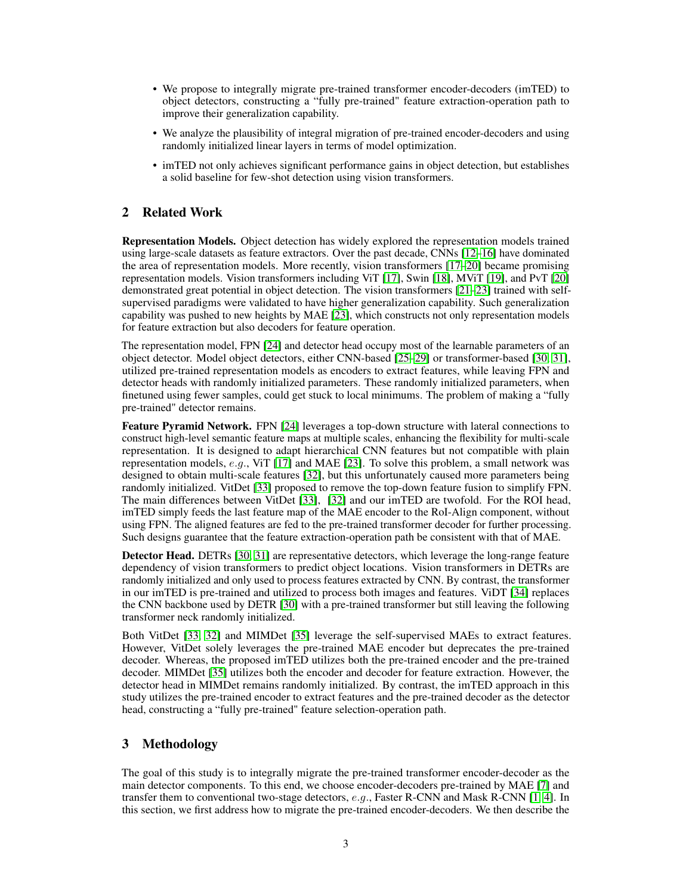- We propose to integrally migrate pre-trained transformer encoder-decoders (imTED) to object detectors, constructing a "fully pre-trained" feature extraction-operation path to improve their generalization capability.
- We analyze the plausibility of integral migration of pre-trained encoder-decoders and using randomly initialized linear layers in terms of model optimization.
- imTED not only achieves significant performance gains in object detection, but establishes a solid baseline for few-shot detection using vision transformers.

## 2 Related Work

**Representation Models.** Object detection has widely explored the representation models trained using large-scale datasets as feature extractors. Over the past decade, CNNs [12–16] have dominated the area of representation models. More recently, vision transformers [17–20] became promising representation models. Vision transformers including ViT [17], Swin [18], MViT [19], and PvT [20] demonstrated great potential in object detection. The vision transformers [21–23] trained with self-supervised paradigms were validated to have higher generalization capability. Such generalization capability was pushed to new heights by MAE [23], which constructs not only representation models for feature extraction but also decoders for feature operation.

The representation model, FPN [24] and detector head occupy most of the learnable parameters of an object detector. Model object detectors, either CNN-based [25–29] or transformer-based [30, 31], utilized pre-trained representation models as encoders to extract features, while leaving FPN and detector heads with randomly initialized parameters. These randomly initialized parameters, when finetuned using fewer samples, could get stuck to local minimums. The problem of making a "fully pre-trained" detector remains.

**Feature Pyramid Network.** FPN [24] leverages a top-down structure with lateral connections to construct high-level semantic feature maps at multiple scales, enhancing the flexibility for multi-scale representation. It is designed to adapt hierarchical CNN features but not compatible with plain representation models, *e.g.*, ViT [17] and MAE [23]. To solve this problem, a small network was designed to obtain multi-scale features [32], but this unfortunately caused more parameters being randomly initialized. VitDet [33] proposed to remove the top-down feature fusion to simplify FPN. The main differences between VitDet [33], [32] and our imTED are twofold. For the ROI head, imTED simply feeds the last feature map of the MAE encoder to the RoI-Align component, without using FPN. The aligned features are fed to the pre-trained transformer decoder for further processing. Such designs guarantee that the feature extraction-operation path be consistent with that of MAE.

**Detector Head.** DETRs [30, 31] are representative detectors, which leverage the long-range feature dependency of vision transformers to predict object locations. Vision transformers in DETRs are randomly initialized and only used to process features extracted by CNN. By contrast, the transformer in our imTED is pre-trained and utilized to process both images and features. ViDT [34] replaces the CNN backbone used by DETR [30] with a pre-trained transformer but still leaving the following transformer neck randomly initialized.

Both VitDet [33, 32] and MIMDet [35] leverage the self-supervised MAEs to extract features. However, VitDet solely leverages the pre-trained MAE encoder but deprecates the pre-trained decoder. Whereas, the proposed imTED utilizes both the pre-trained encoder and the pre-trained decoder. MIMDet [35] utilizes both the encoder and decoder for feature extraction. However, the detector head in MIMDet remains randomly initialized. By contrast, the imTED approach in this study utilizes the pre-trained encoder to extract features and the pre-trained decoder as the detector head, constructing a "fully pre-trained" feature selection-operation path.

## 3 Methodology

The goal of this study is to integrally migrate the pre-trained transformer encoder-decoder as the main detector components. To this end, we choose encoder-decoders pre-trained by MAE [7] and transfer them to conventional two-stage detectors, *e.g.*, Faster R-CNN and Mask R-CNN [1, 4]. In this section, we first address how to migrate the pre-trained encoder-decoders. We then describe the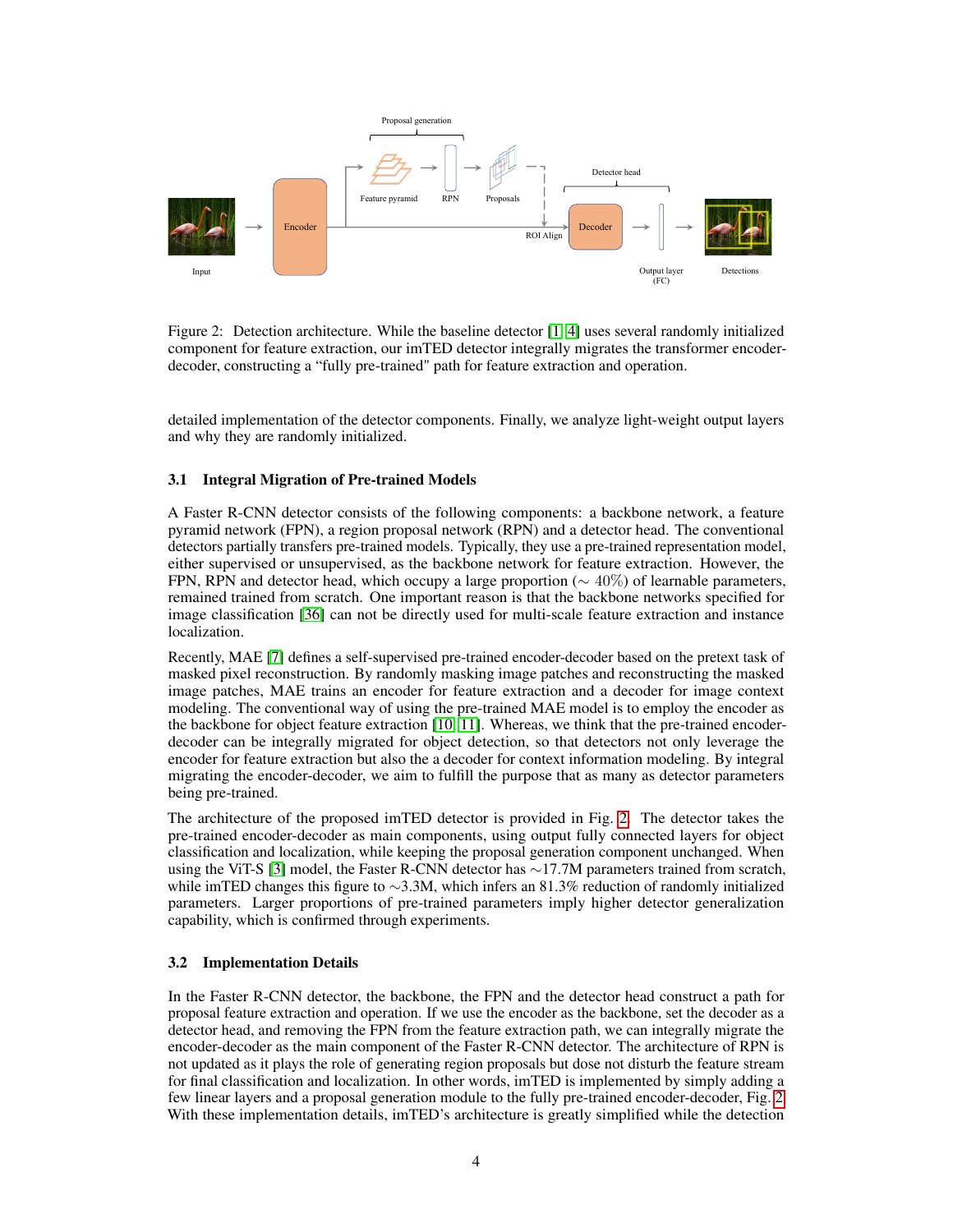Figure 2: Detection architecture. While the baseline detector [1, 4] uses several randomly initialized component for feature extraction, our imTED detector integrally migrates the transformer encoder-decoder, constructing a "fully pre-trained" path for feature extraction and operation.

detailed implementation of the detector components. Finally, we analyze light-weight output layers and why they are randomly initialized.

### 3.1 Integral Migration of Pre-trained Models

A Faster R-CNN detector consists of the following components: a backbone network, a feature pyramid network (FPN), a region proposal network (RPN) and a detector head. The conventional detectors partially transfers pre-trained models. Typically, they use a pre-trained representation model, either supervised or unsupervised, as the backbone network for feature extraction. However, the FPN, RPN and detector head, which occupy a large proportion ($\sim 40\%$) of learnable parameters, remained trained from scratch. One important reason is that the backbone networks specified for image classification [36] can not be directly used for multi-scale feature extraction and instance localization.

Recently, MAE [7] defines a self-supervised pre-trained encoder-decoder based on the pretext task of masked pixel reconstruction. By randomly masking image patches and reconstructing the masked image patches, MAE trains an encoder for feature extraction and a decoder for image context modeling. The conventional way of using the pre-trained MAE model is to employ the encoder as the backbone for object feature extraction [10, 11]. Whereas, we think that the pre-trained encoder-decoder can be integrally migrated for object detection, so that detectors not only leverage the encoder for feature extraction but also the a decoder for context information modeling. By integral migrating the encoder-decoder, we aim to fulfill the purpose that as many as detector parameters being pre-trained.

The architecture of the proposed imTED detector is provided in Fig. 2. The detector takes the pre-trained encoder-decoder as main components, using output fully connected layers for object classification and localization, while keeping the proposal generation component unchanged. When using the ViT-S [3] model, the Faster R-CNN detector has ∼17.7M parameters trained from scratch, while imTED changes this figure to ∼3.3M, which infers an 81.3% reduction of randomly initialized parameters. Larger proportions of pre-trained parameters imply higher detector generalization capability, which is confirmed through experiments.

### 3.2 Implementation Details

In the Faster R-CNN detector, the backbone, the FPN and the detector head construct a path for proposal feature extraction and operation. If we use the encoder as the backbone, set the decoder as a detector head, and removing the FPN from the feature extraction path, we can integrally migrate the encoder-decoder as the main component of the Faster R-CNN detector. The architecture of RPN is not updated as it plays the role of generating region proposals but dose not disturb the feature stream for final classification and localization. In other words, imTED is implemented by simply adding a few linear layers and a proposal generation module to the fully pre-trained encoder-decoder, Fig. 2. With these implementation details, imTED's architecture is greatly simplified while the detection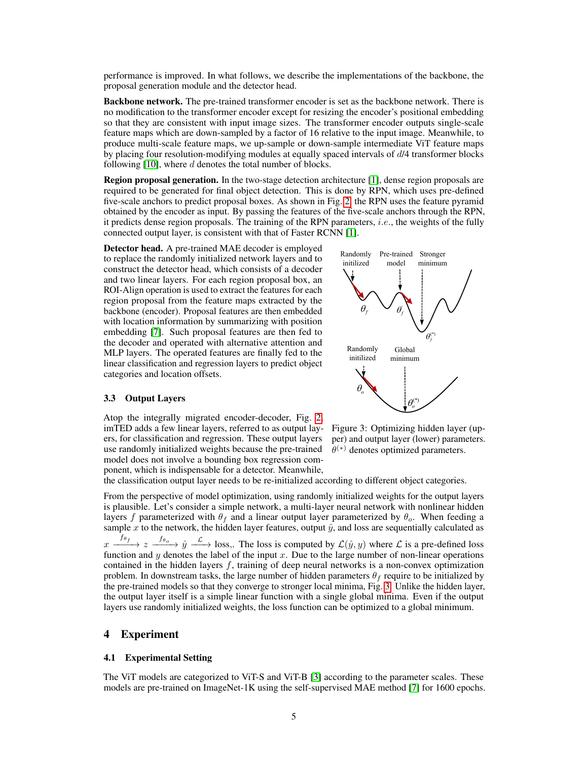performance is improved. In what follows, we describe the implementations of the backbone, the proposal generation module and the detector head.

**Backbone network.** The pre-trained transformer encoder is set as the backbone network. There is no modification to the transformer encoder except for resizing the encoder's positional embedding so that they are consistent with input image sizes. The transformer encoder outputs single-scale feature maps which are down-sampled by a factor of 16 relative to the input image. Meanwhile, to produce multi-scale feature maps, we up-sample or down-sample intermediate ViT feature maps by placing four resolution-modifying modules at equally spaced intervals of $d/4$ transformer blocks following [10], where $d$ denotes the total number of blocks.

**Region proposal generation.** In the two-stage detection architecture [1], dense region proposals are required to be generated for final object detection. This is done by RPN, which uses pre-defined five-scale anchors to predict proposal boxes. As shown in Fig. 2, the RPN uses the feature pyramid obtained by the encoder as input. By passing the features of the five-scale anchors through the RPN, it predicts dense region proposals. The training of the RPN parameters, *i.e.*, the weights of the fully connected output layer, is consistent with that of Faster RCNN [1].

**Detector head.** A pre-trained MAE decoder is employed to replace the randomly initialized network layers and to construct the detector head, which consists of a decoder and two linear layers. For each region proposal box, an ROI-Align operation is used to extract the features for each region proposal from the feature maps extracted by the backbone (encoder). Proposal features are then embedded with location information by summarizing with position embedding [7]. Such proposal features are then fed to the decoder and operated with alternative attention and MLP layers. The operated features are finally fed to the linear classification and regression layers to predict object categories and location offsets.

Figure 3: Optimizing hidden layer (upper) and output layer (lower) parameters. $\theta^{(*)}$ denotes optimized parameters.

### 3.3 Output Layers

Atop the integrally migrated encoder-decoder, Fig. 2, imTED adds a few linear layers, referred to as output layers, for classification and regression. These output layers use randomly initialized weights because the pre-trained model does not involve a bounding box regression component, which is indispensable for a detector. Meanwhile, the classification output layer needs to be re-initialized according to different object categories.

From the perspective of model optimization, using randomly initialized weights for the output layers is plausible. Let's consider a simple network, a multi-layer neural network with nonlinear hidden layers $f$ parameterized with $\theta_f$ and a linear output layer parameterized by $\theta_o$. When feeding a sample $x$ to the network, the hidden layer features, output $\hat{y}$, and loss are sequentially calculated as $x \xrightarrow{f_{\theta_f}} z \xrightarrow{f_{\theta_o}} \hat{y} \xrightarrow{\mathcal{L}}$ loss,. The loss is computed by $\mathcal{L}(\hat{y}, y)$ where $\mathcal{L}$ is a pre-defined loss function and $y$ denotes the label of the input $x$. Due to the large number of non-linear operations contained in the hidden layers $f$, training of deep neural networks is a non-convex optimization problem. In downstream tasks, the large number of hidden parameters $\theta_f$ require to be initialized by the pre-trained models so that they converge to stronger local minima, Fig. 3. Unlike the hidden layer, the output layer itself is a simple linear function with a single global minima. Even if the output layers use randomly initialized weights, the loss function can be optimized to a global minimum.

## 4 Experiment

### 4.1 Experimental Setting

The ViT models are categorized to ViT-S and ViT-B [3] according to the parameter scales. These models are pre-trained on ImageNet-1K using the self-supervised MAE method [7] for 1600 epochs.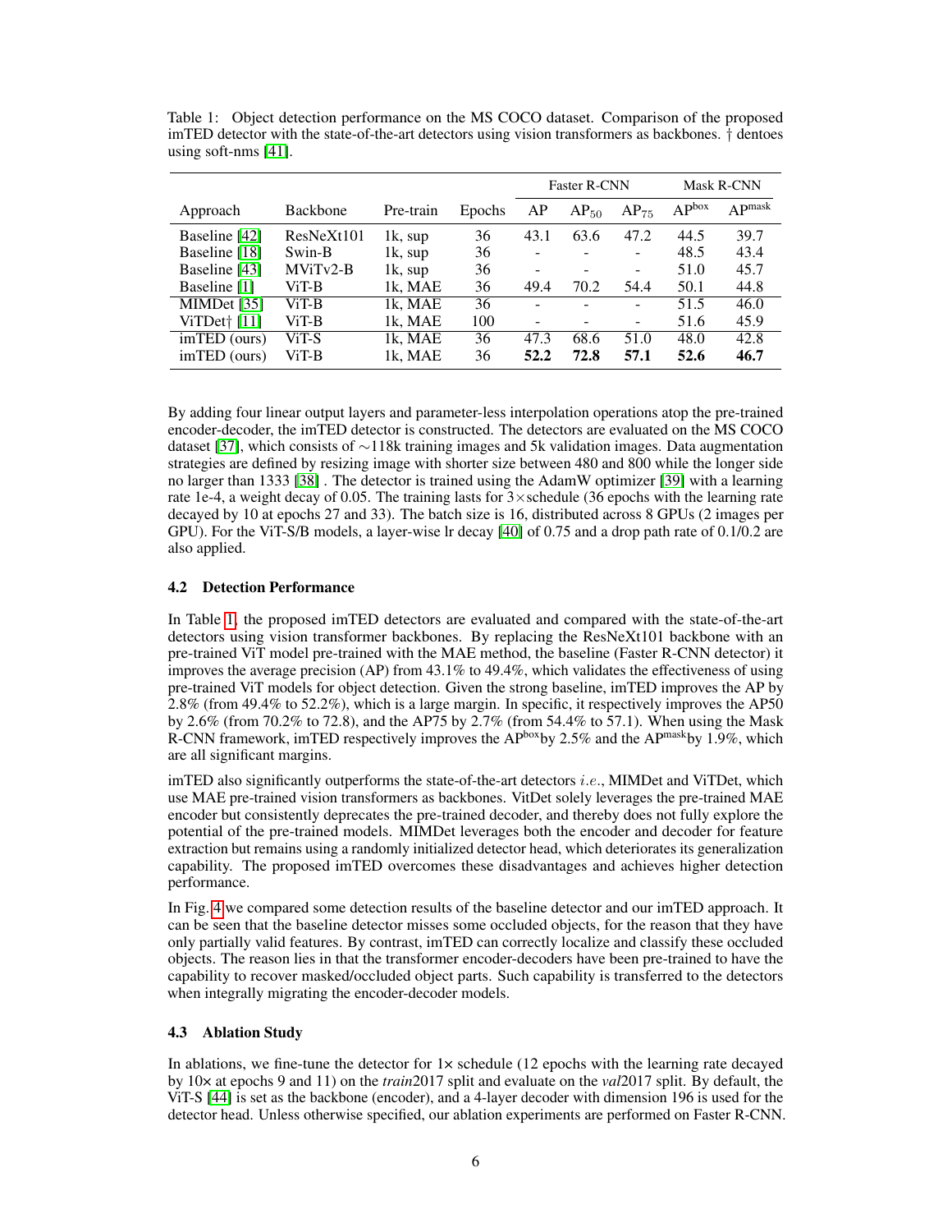Table 1: Object detection performance on the MS COCO dataset. Comparison of the proposed imTED detector with the state-of-the-art detectors using vision transformers as backbones. † dentoes using soft-nms [41].

| | | | | Faster R-CNN | | | Mask R-CNN | |
|---|---|---|---|---|---|---|---|---|
| Approach | Backbone | Pre-train | Epochs | AP | $AP_{50}$ | $AP_{75}$ | $AP^{box}$ | $AP^{mask}$ |
| Baseline [42] | ResNeXt101 | 1k, sup | 36 | 43.1 | 63.6 | 47.2 | 44.5 | 39.7 |
| Baseline [18] | Swin-B | 1k, sup | 36 | - | - | - | 48.5 | 43.4 |
| Baseline [43] | MViTv2-B | 1k, sup | 36 | - | - | - | 51.0 | 45.7 |
| Baseline [1] | ViT-B | 1k, MAE | 36 | 49.4 | 70.2 | 54.4 | 50.1 | 44.8 |
| MIMDet [35] | ViT-B | 1k, MAE | 36 | - | - | - | 51.5 | 46.0 |
| ViTDet† [11] | ViT-B | 1k, MAE | 100 | - | - | - | 51.6 | 45.9 |
| imTED (ours) | ViT-S | 1k, MAE | 36 | 47.3 | 68.6 | 51.0 | 48.0 | 42.8 |
| imTED (ours) | ViT-B | 1k, MAE | 36 | **52.2** | **72.8** | **57.1** | **52.6** | **46.7** |

By adding four linear output layers and parameter-less interpolation operations atop the pre-trained encoder-decoder, the imTED detector is constructed. The detectors are evaluated on the MS COCO dataset [37], which consists of ∼118k training images and 5k validation images. Data augmentation strategies are defined by resizing image with shorter size between 480 and 800 while the longer side no larger than 1333 [38] . The detector is trained using the AdamW optimizer [39] with a learning rate 1e-4, a weight decay of 0.05. The training lasts for 3×schedule (36 epochs with the learning rate decayed by 10 at epochs 27 and 33). The batch size is 16, distributed across 8 GPUs (2 images per GPU). For the ViT-S/B models, a layer-wise lr decay [40] of 0.75 and a drop path rate of 0.1/0.2 are also applied.

### 4.2 Detection Performance

In Table 1, the proposed imTED detectors are evaluated and compared with the state-of-the-art detectors using vision transformer backbones. By replacing the ResNeXt101 backbone with an pre-trained ViT model pre-trained with the MAE method, the baseline (Faster R-CNN detector) it improves the average precision (AP) from 43.1% to 49.4%, which validates the effectiveness of using pre-trained ViT models for object detection. Given the strong baseline, imTED improves the AP by 2.8% (from 49.4% to 52.2%), which is a large margin. In specific, it respectively improves the AP50 by 2.6% (from 70.2% to 72.8), and the AP75 by 2.7% (from 54.4% to 57.1). When using the Mask R-CNN framework, imTED respectively improves the $AP^{box}$by 2.5% and the $AP^{mask}$by 1.9%, which are all significant margins.

imTED also significantly outperforms the state-of-the-art detectors *i.e.*, MIMDet and ViTDet, which use MAE pre-trained vision transformers as backbones. VitDet solely leverages the pre-trained MAE encoder but consistently deprecates the pre-trained decoder, and thereby does not fully explore the potential of the pre-trained models. MIMDet leverages both the encoder and decoder for feature extraction but remains using a randomly initialized detector head, which deteriorates its generalization capability. The proposed imTED overcomes these disadvantages and achieves higher detection performance.

In Fig. 4 we compared some detection results of the baseline detector and our imTED approach. It can be seen that the baseline detector misses some occluded objects, for the reason that they have only partially valid features. By contrast, imTED can correctly localize and classify these occluded objects. The reason lies in that the transformer encoder-decoders have been pre-trained to have the capability to recover masked/occluded object parts. Such capability is transferred to the detectors when integrally migrating the encoder-decoder models.

### 4.3 Ablation Study

In ablations, we fine-tune the detector for 1× schedule (12 epochs with the learning rate decayed by 10× at epochs 9 and 11) on the *train*2017 split and evaluate on the *val*2017 split. By default, the ViT-S [44] is set as the backbone (encoder), and a 4-layer decoder with dimension 196 is used for the detector head. Unless otherwise specified, our ablation experiments are performed on Faster R-CNN.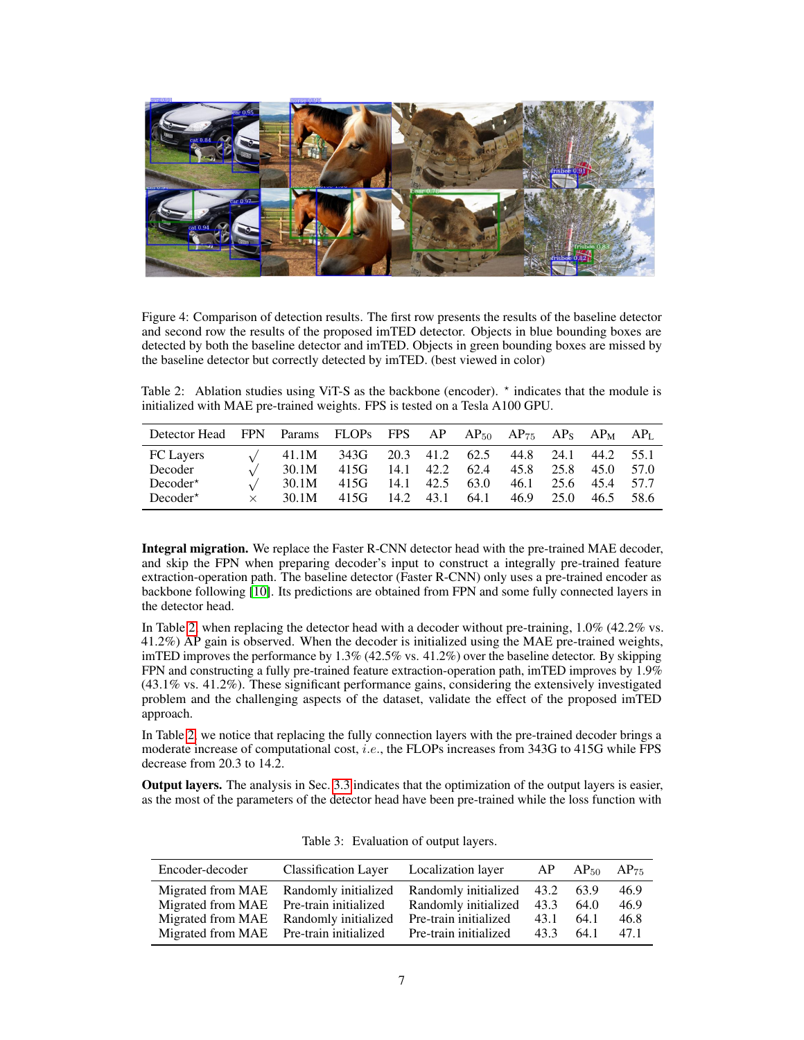Figure 4: Comparison of detection results. The first row presents the results of the baseline detector and second row the results of the proposed imTED detector. Objects in blue bounding boxes are detected by both the baseline detector and imTED. Objects in green bounding boxes are missed by the baseline detector but correctly detected by imTED. (best viewed in color)

Table 2: Ablation studies using ViT-S as the backbone (encoder). ⋆ indicates that the module is initialized with MAE pre-trained weights. FPS is tested on a Tesla A100 GPU.

| Detector Head | FPN | Params | FLOPs | FPS | AP | $AP_{50}$ | $AP_{75}$ | $AP_S$ | $AP_M$ | $AP_L$ |
|---|---|---|---|---|---|---|---|---|---|---|
| FC Layers | √ | 41.1M | 343G | 20.3 | 41.2 | 62.5 | 44.8 | 24.1 | 44.2 | 55.1 |
| Decoder | √ | 30.1M | 415G | 14.1 | 42.2 | 62.4 | 45.8 | 25.8 | 45.0 | 57.0 |
| Decoder⋆ | √ | 30.1M | 415G | 14.1 | 42.5 | 63.0 | 46.1 | 25.6 | 45.4 | 57.7 |
| Decoder⋆ | × | 30.1M | 415G | 14.2 | 43.1 | 64.1 | 46.9 | 25.0 | 46.5 | 58.6 |

**Integral migration.** We replace the Faster R-CNN detector head with the pre-trained MAE decoder, and skip the FPN when preparing decoder's input to construct a integrally pre-trained feature extraction-operation path. The baseline detector (Faster R-CNN) only uses a pre-trained encoder as backbone following [10]. Its predictions are obtained from FPN and some fully connected layers in the detector head.

In Table 2, when replacing the detector head with a decoder without pre-training, 1.0% (42.2% vs. 41.2%) AP gain is observed. When the decoder is initialized using the MAE pre-trained weights, imTED improves the performance by 1.3% (42.5% vs. 41.2%) over the baseline detector. By skipping FPN and constructing a fully pre-trained feature extraction-operation path, imTED improves by 1.9% (43.1% vs. 41.2%). These significant performance gains, considering the extensively investigated problem and the challenging aspects of the dataset, validate the effect of the proposed imTED approach.

In Table 2, we notice that replacing the fully connection layers with the pre-trained decoder brings a moderate increase of computational cost, *i.e.*, the FLOPs increases from 343G to 415G while FPS decrease from 20.3 to 14.2.

**Output layers.** The analysis in Sec. 3.3 indicates that the optimization of the output layers is easier, as the most of the parameters of the detector head have been pre-trained while the loss function with

Table 3: Evaluation of output layers.

| Encoder-decoder | Classification Layer | Localization layer | AP | $AP_{50}$ | $AP_{75}$ |
|---|---|---|---|---|---|
| Migrated from MAE | Randomly initialized | Randomly initialized | 43.2 | 63.9 | 46.9 |
| Migrated from MAE | Pre-train initialized | Randomly initialized | 43.3 | 64.0 | 46.9 |
| Migrated from MAE | Randomly initialized | Pre-train initialized | 43.1 | 64.1 | 46.8 |
| Migrated from MAE | Pre-train initialized | Pre-train initialized | 43.3 | 64.1 | 47.1 |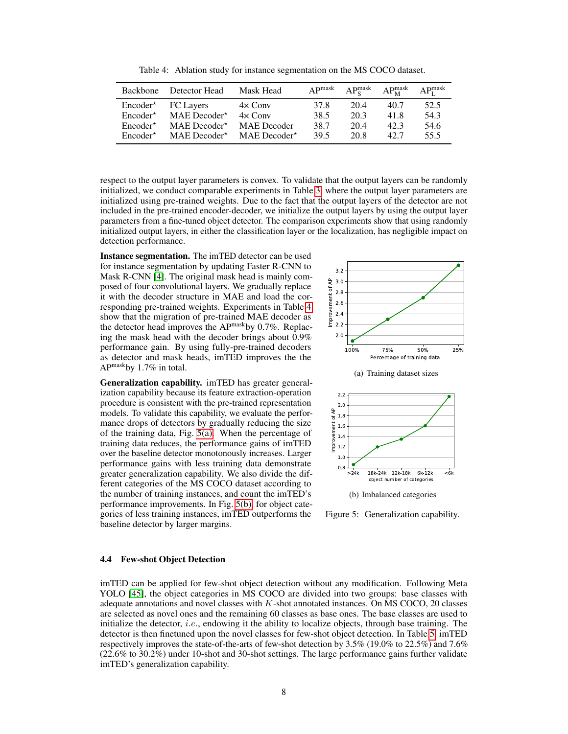Table 4: Ablation study for instance segmentation on the MS COCO dataset.

| Backbone | Detector Head | Mask Head | $AP^{mask}$ | $AP^{mask}_S$ | $AP^{mask}_M$ | $AP^{mask}_L$ |
|---|---|---|---|---|---|---|
| Encoder⋆ | FC Layers | 4× Conv | 37.8 | 20.4 | 40.7 | 52.5 |
| Encoder⋆ | MAE Decoder⋆ | 4× Conv | 38.5 | 20.3 | 41.8 | 54.3 |
| Encoder⋆ | MAE Decoder⋆ | MAE Decoder | 38.7 | 20.4 | 42.3 | 54.6 |
| Encoder⋆ | MAE Decoder⋆ | MAE Decoder⋆ | 39.5 | 20.8 | 42.7 | 55.5 |

respect to the output layer parameters is convex. To validate that the output layers can be randomly initialized, we conduct comparable experiments in Table 3, where the output layer parameters are initialized using pre-trained weights. Due to the fact that the output layers of the detector are not included in the pre-trained encoder-decoder, we initialize the output layers by using the output layer parameters from a fine-tuned object detector. The comparison experiments show that using randomly initialized output layers, in either the classification layer or the localization, has negligible impact on detection performance.

**Instance segmentation.** The imTED detector can be used for instance segmentation by updating Faster R-CNN to Mask R-CNN [4]. The original mask head is mainly composed of four convolutional layers. We gradually replace it with the decoder structure in MAE and load the corresponding pre-trained weights. Experiments in Table 4 show that the migration of pre-trained MAE decoder as the detector head improves the $AP^{mask}$by 0.7%. Replacing the mask head with the decoder brings about 0.9% performance gain. By using fully-pre-trained decoders as detector and mask heads, imTED improves the the $AP^{mask}$by 1.7% in total.

**Generalization capability.** imTED has greater generalization capability because its feature extraction-operation procedure is consistent with the pre-trained representation models. To validate this capability, we evaluate the performance drops of detectors by gradually reducing the size of the training data, Fig. 5(a). When the percentage of training data reduces, the performance gains of imTED over the baseline detector monotonously increases. Larger performance gains with less training data demonstrate greater generalization capability. We also divide the different categories of the MS COCO dataset according to the number of training instances, and count the imTED's performance improvements. In Fig. 5(b), for object categories of less training instances, imTED outperforms the baseline detector by larger margins.

(a) Training dataset sizes

(b) Imbalanced categories

Figure 5: Generalization capability.

### 4.4 Few-shot Object Detection

imTED can be applied for few-shot object detection without any modification. Following Meta YOLO [45], the object categories in MS COCO are divided into two groups: base classes with adequate annotations and novel classes with $K$-shot annotated instances. On MS COCO, 20 classes are selected as novel ones and the remaining 60 classes as base ones. The base classes are used to initialize the detector, $i.e.$, endowing it the ability to localize objects, through base training. The detector is then finetuned upon the novel classes for few-shot object detection. In Table 5, imTED respectively improves the state-of-the-arts of few-shot detection by 3.5% (19.0% to 22.5%) and 7.6% (22.6% to 30.2%) under 10-shot and 30-shot settings. The large performance gains further validate imTED's generalization capability.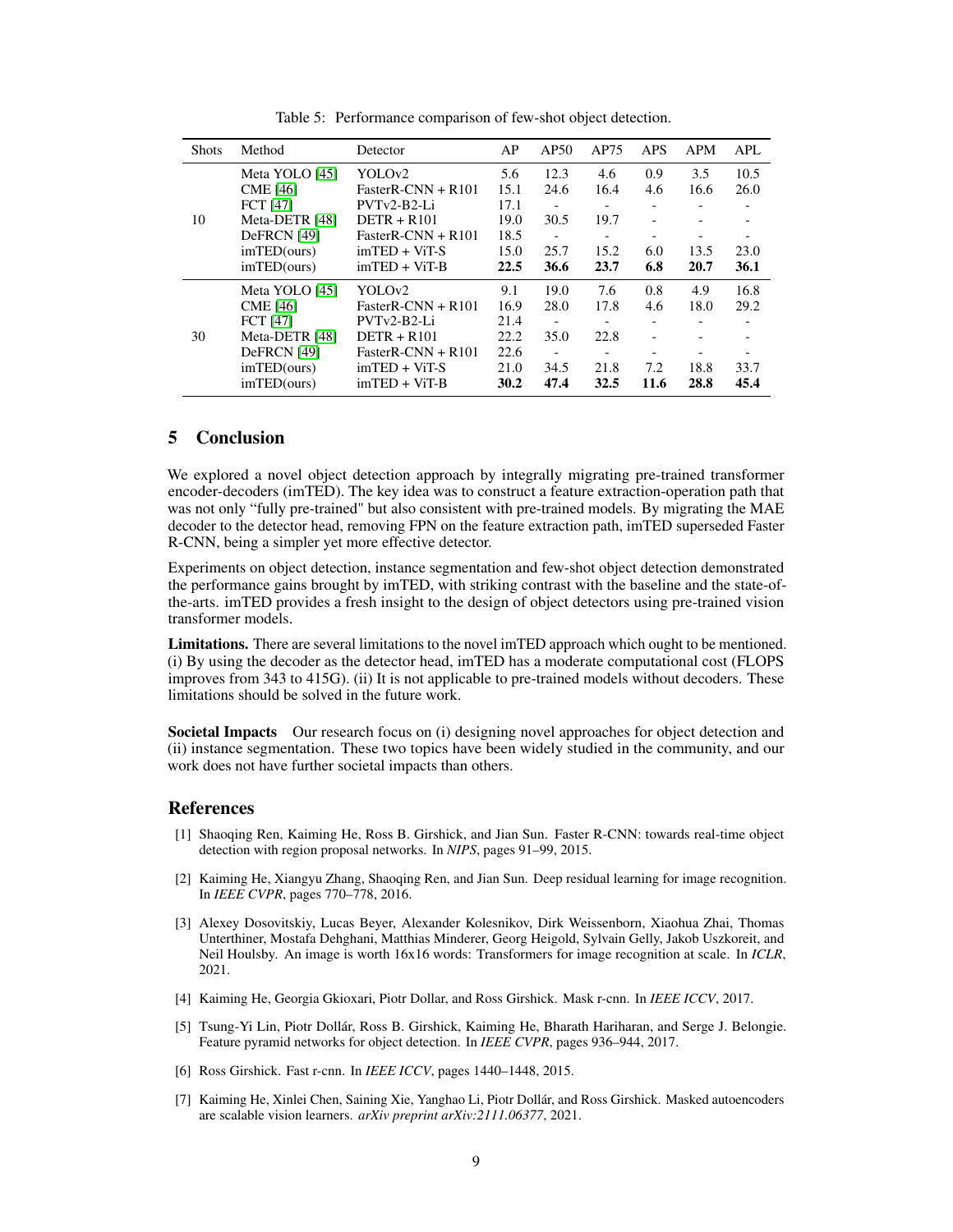Table 5: Performance comparison of few-shot object detection.

| Shots | Method | Detector | AP | AP50 | AP75 | APS | APM | APL |
|---|---|---|---|---|---|---|---|---|
| 10 | Meta YOLO [45] | YOLOv2 | 5.6 | 12.3 | 4.6 | 0.9 | 3.5 | 10.5 |
| | CME [46] | FasterR-CNN + R101 | 15.1 | 24.6 | 16.4 | 4.6 | 16.6 | 26.0 |
| | FCT [47] | PVTv2-B2-Li | 17.1 | - | - | - | - | - |
| | Meta-DETR [48] | DETR + R101 | 19.0 | 30.5 | 19.7 | - | - | - |
| | DeFRCN [49] | FasterR-CNN + R101 | 18.5 | - | - | - | - | - |
| | imTED(ours) | imTED + ViT-S | 15.0 | 25.7 | 15.2 | 6.0 | 13.5 | 23.0 |
| | imTED(ours) | imTED + ViT-B | **22.5** | **36.6** | **23.7** | **6.8** | **20.7** | **36.1** |
| 30 | Meta YOLO [45] | YOLOv2 | 9.1 | 19.0 | 7.6 | 0.8 | 4.9 | 16.8 |
| | CME [46] | FasterR-CNN + R101 | 16.9 | 28.0 | 17.8 | 4.6 | 18.0 | 29.2 |
| | FCT [47] | PVTv2-B2-Li | 21.4 | - | - | - | - | - |
| | Meta-DETR [48] | DETR + R101 | 22.2 | 35.0 | 22.8 | - | - | - |
| | DeFRCN [49] | FasterR-CNN + R101 | 22.6 | - | - | - | - | - |
| | imTED(ours) | imTED + ViT-S | 21.0 | 34.5 | 21.8 | 7.2 | 18.8 | 33.7 |
| | imTED(ours) | imTED + ViT-B | **30.2** | **47.4** | **32.5** | **11.6** | **28.8** | **45.4** |

## 5 Conclusion

We explored a novel object detection approach by integrally migrating pre-trained transformer encoder-decoders (imTED). The key idea was to construct a feature extraction-operation path that was not only "fully pre-trained" but also consistent with pre-trained models. By migrating the MAE decoder to the detector head, removing FPN on the feature extraction path, imTED superseded Faster R-CNN, being a simpler yet more effective detector.

Experiments on object detection, instance segmentation and few-shot object detection demonstrated the performance gains brought by imTED, with striking contrast with the baseline and the state-of-the-arts. imTED provides a fresh insight to the design of object detectors using pre-trained vision transformer models.

**Limitations.** There are several limitations to the novel imTED approach which ought to be mentioned. (i) By using the decoder as the detector head, imTED has a moderate computational cost (FLOPS improves from 343 to 415G). (ii) It is not applicable to pre-trained models without decoders. These limitations should be solved in the future work.

**Societal Impacts** Our research focus on (i) designing novel approaches for object detection and (ii) instance segmentation. These two topics have been widely studied in the community, and our work does not have further societal impacts than others.

## References

[1] Shaoqing Ren, Kaiming He, Ross B. Girshick, and Jian Sun. Faster R-CNN: towards real-time object detection with region proposal networks. In *NIPS*, pages 91–99, 2015.

[2] Kaiming He, Xiangyu Zhang, Shaoqing Ren, and Jian Sun. Deep residual learning for image recognition. In *IEEE CVPR*, pages 770–778, 2016.

[3] Alexey Dosovitskiy, Lucas Beyer, Alexander Kolesnikov, Dirk Weissenborn, Xiaohua Zhai, Thomas Unterthiner, Mostafa Dehghani, Matthias Minderer, Georg Heigold, Sylvain Gelly, Jakob Uszkoreit, and Neil Houlsby. An image is worth 16x16 words: Transformers for image recognition at scale. In *ICLR*, 2021.

[4] Kaiming He, Georgia Gkioxari, Piotr Dollar, and Ross Girshick. Mask r-cnn. In *IEEE ICCV*, 2017.

[5] Tsung-Yi Lin, Piotr Dollár, Ross B. Girshick, Kaiming He, Bharath Hariharan, and Serge J. Belongie. Feature pyramid networks for object detection. In *IEEE CVPR*, pages 936–944, 2017.

[6] Ross Girshick. Fast r-cnn. In *IEEE ICCV*, pages 1440–1448, 2015.

[7] Kaiming He, Xinlei Chen, Saining Xie, Yanghao Li, Piotr Dollár, and Ross Girshick. Masked autoencoders are scalable vision learners. *arXiv preprint arXiv:2111.06377*, 2021.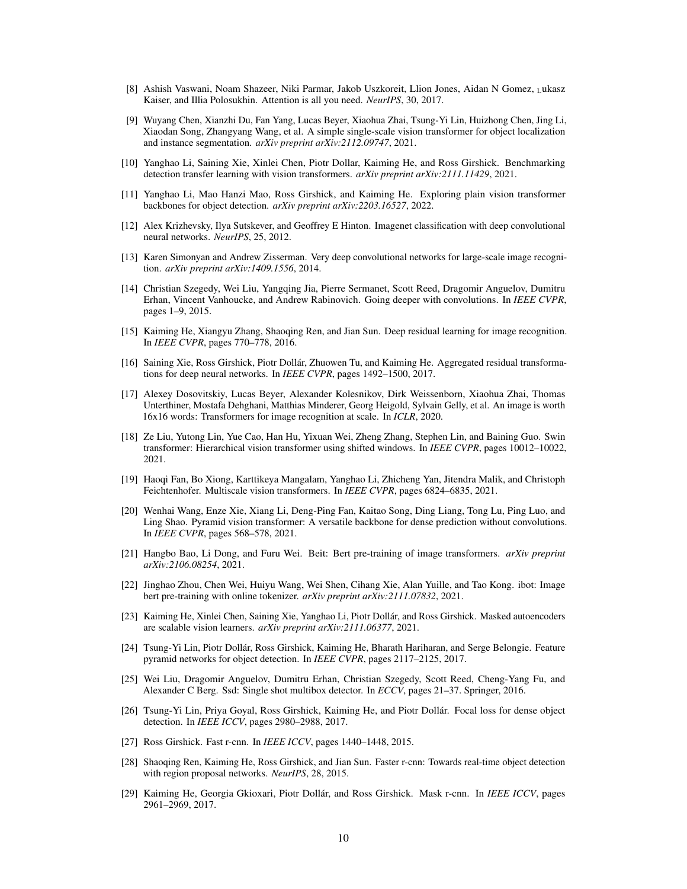[8] Ashish Vaswani, Noam Shazeer, Niki Parmar, Jakob Uszkoreit, Llion Jones, Aidan N Gomez, Lukasz Kaiser, and Illia Polosukhin. Attention is all you need. *NeurIPS*, 30, 2017.

[9] Wuyang Chen, Xianzhi Du, Fan Yang, Lucas Beyer, Xiaohua Zhai, Tsung-Yi Lin, Huizhong Chen, Jing Li, Xiaodan Song, Zhangyang Wang, et al. A simple single-scale vision transformer for object localization and instance segmentation. *arXiv preprint arXiv:2112.09747*, 2021.

[10] Yanghao Li, Saining Xie, Xinlei Chen, Piotr Dollar, Kaiming He, and Ross Girshick. Benchmarking detection transfer learning with vision transformers. *arXiv preprint arXiv:2111.11429*, 2021.

[11] Yanghao Li, Mao Hanzi Mao, Ross Girshick, and Kaiming He. Exploring plain vision transformer backbones for object detection. *arXiv preprint arXiv:2203.16527*, 2022.

[12] Alex Krizhevsky, Ilya Sutskever, and Geoffrey E Hinton. Imagenet classification with deep convolutional neural networks. *NeurIPS*, 25, 2012.

[13] Karen Simonyan and Andrew Zisserman. Very deep convolutional networks for large-scale image recognition. *arXiv preprint arXiv:1409.1556*, 2014.

[14] Christian Szegedy, Wei Liu, Yangqing Jia, Pierre Sermanet, Scott Reed, Dragomir Anguelov, Dumitru Erhan, Vincent Vanhoucke, and Andrew Rabinovich. Going deeper with convolutions. In *IEEE CVPR*, pages 1–9, 2015.

[15] Kaiming He, Xiangyu Zhang, Shaoqing Ren, and Jian Sun. Deep residual learning for image recognition. In *IEEE CVPR*, pages 770–778, 2016.

[16] Saining Xie, Ross Girshick, Piotr Dollár, Zhuowen Tu, and Kaiming He. Aggregated residual transformations for deep neural networks. In *IEEE CVPR*, pages 1492–1500, 2017.

[17] Alexey Dosovitskiy, Lucas Beyer, Alexander Kolesnikov, Dirk Weissenborn, Xiaohua Zhai, Thomas Unterthiner, Mostafa Dehghani, Matthias Minderer, Georg Heigold, Sylvain Gelly, et al. An image is worth 16x16 words: Transformers for image recognition at scale. In *ICLR*, 2020.

[18] Ze Liu, Yutong Lin, Yue Cao, Han Hu, Yixuan Wei, Zheng Zhang, Stephen Lin, and Baining Guo. Swin transformer: Hierarchical vision transformer using shifted windows. In *IEEE CVPR*, pages 10012–10022, 2021.

[19] Haoqi Fan, Bo Xiong, Karttikeya Mangalam, Yanghao Li, Zhicheng Yan, Jitendra Malik, and Christoph Feichtenhofer. Multiscale vision transformers. In *IEEE CVPR*, pages 6824–6835, 2021.

[20] Wenhai Wang, Enze Xie, Xiang Li, Deng-Ping Fan, Kaitao Song, Ding Liang, Tong Lu, Ping Luo, and Ling Shao. Pyramid vision transformer: A versatile backbone for dense prediction without convolutions. In *IEEE CVPR*, pages 568–578, 2021.

[21] Hangbo Bao, Li Dong, and Furu Wei. Beit: Bert pre-training of image transformers. *arXiv preprint arXiv:2106.08254*, 2021.

[22] Jinghao Zhou, Chen Wei, Huiyu Wang, Wei Shen, Cihang Xie, Alan Yuille, and Tao Kong. ibot: Image bert pre-training with online tokenizer. *arXiv preprint arXiv:2111.07832*, 2021.

[23] Kaiming He, Xinlei Chen, Saining Xie, Yanghao Li, Piotr Dollár, and Ross Girshick. Masked autoencoders are scalable vision learners. *arXiv preprint arXiv:2111.06377*, 2021.

[24] Tsung-Yi Lin, Piotr Dollár, Ross Girshick, Kaiming He, Bharath Hariharan, and Serge Belongie. Feature pyramid networks for object detection. In *IEEE CVPR*, pages 2117–2125, 2017.

[25] Wei Liu, Dragomir Anguelov, Dumitru Erhan, Christian Szegedy, Scott Reed, Cheng-Yang Fu, and Alexander C Berg. Ssd: Single shot multibox detector. In *ECCV*, pages 21–37. Springer, 2016.

[26] Tsung-Yi Lin, Priya Goyal, Ross Girshick, Kaiming He, and Piotr Dollár. Focal loss for dense object detection. In *IEEE ICCV*, pages 2980–2988, 2017.

[27] Ross Girshick. Fast r-cnn. In *IEEE ICCV*, pages 1440–1448, 2015.

[28] Shaoqing Ren, Kaiming He, Ross Girshick, and Jian Sun. Faster r-cnn: Towards real-time object detection with region proposal networks. *NeurIPS*, 28, 2015.

[29] Kaiming He, Georgia Gkioxari, Piotr Dollár, and Ross Girshick. Mask r-cnn. In *IEEE ICCV*, pages 2961–2969, 2017.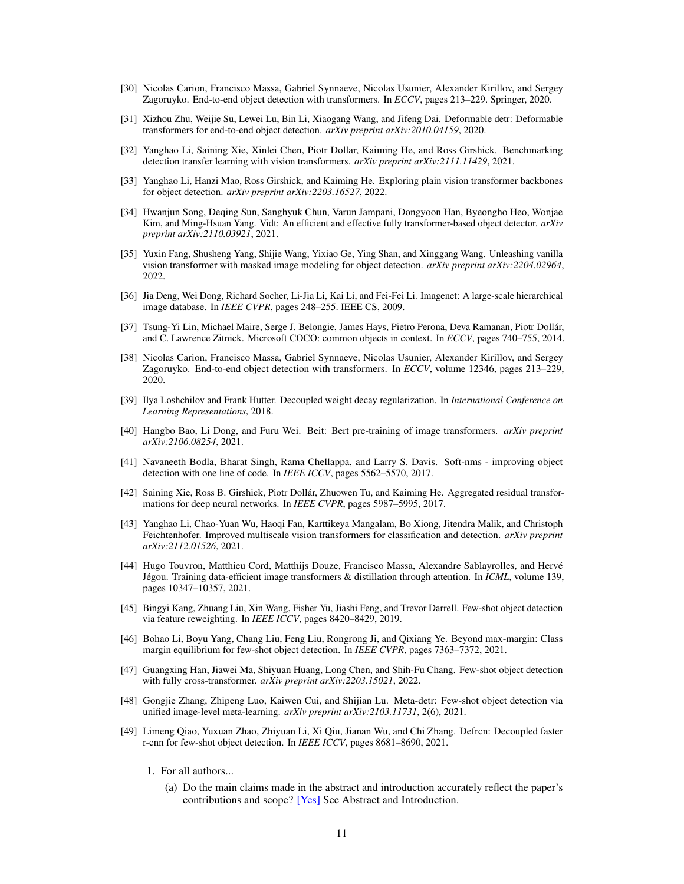[30] Nicolas Carion, Francisco Massa, Gabriel Synnaeve, Nicolas Usunier, Alexander Kirillov, and Sergey Zagoruyko. End-to-end object detection with transformers. In *ECCV*, pages 213–229. Springer, 2020.

[31] Xizhou Zhu, Weijie Su, Lewei Lu, Bin Li, Xiaogang Wang, and Jifeng Dai. Deformable detr: Deformable transformers for end-to-end object detection. *arXiv preprint arXiv:2010.04159*, 2020.

[32] Yanghao Li, Saining Xie, Xinlei Chen, Piotr Dollar, Kaiming He, and Ross Girshick. Benchmarking detection transfer learning with vision transformers. *arXiv preprint arXiv:2111.11429*, 2021.

[33] Yanghao Li, Hanzi Mao, Ross Girshick, and Kaiming He. Exploring plain vision transformer backbones for object detection. *arXiv preprint arXiv:2203.16527*, 2022.

[34] Hwanjun Song, Deqing Sun, Sanghyuk Chun, Varun Jampani, Dongyoon Han, Byeongho Heo, Wonjae Kim, and Ming-Hsuan Yang. Vidt: An efficient and effective fully transformer-based object detector. *arXiv preprint arXiv:2110.03921*, 2021.

[35] Yuxin Fang, Shusheng Yang, Shijie Wang, Yixiao Ge, Ying Shan, and Xinggang Wang. Unleashing vanilla vision transformer with masked image modeling for object detection. *arXiv preprint arXiv:2204.02964*, 2022.

[36] Jia Deng, Wei Dong, Richard Socher, Li-Jia Li, Kai Li, and Fei-Fei Li. Imagenet: A large-scale hierarchical image database. In *IEEE CVPR*, pages 248–255. IEEE CS, 2009.

[37] Tsung-Yi Lin, Michael Maire, Serge J. Belongie, James Hays, Pietro Perona, Deva Ramanan, Piotr Dollár, and C. Lawrence Zitnick. Microsoft COCO: common objects in context. In *ECCV*, pages 740–755, 2014.

[38] Nicolas Carion, Francisco Massa, Gabriel Synnaeve, Nicolas Usunier, Alexander Kirillov, and Sergey Zagoruyko. End-to-end object detection with transformers. In *ECCV*, volume 12346, pages 213–229, 2020.

[39] Ilya Loshchilov and Frank Hutter. Decoupled weight decay regularization. In *International Conference on Learning Representations*, 2018.

[40] Hangbo Bao, Li Dong, and Furu Wei. Beit: Bert pre-training of image transformers. *arXiv preprint arXiv:2106.08254*, 2021.

[41] Navaneeth Bodla, Bharat Singh, Rama Chellappa, and Larry S. Davis. Soft-nms - improving object detection with one line of code. In *IEEE ICCV*, pages 5562–5570, 2017.

[42] Saining Xie, Ross B. Girshick, Piotr Dollár, Zhuowen Tu, and Kaiming He. Aggregated residual transformations for deep neural networks. In *IEEE CVPR*, pages 5987–5995, 2017.

[43] Yanghao Li, Chao-Yuan Wu, Haoqi Fan, Karttikeya Mangalam, Bo Xiong, Jitendra Malik, and Christoph Feichtenhofer. Improved multiscale vision transformers for classification and detection. *arXiv preprint arXiv:2112.01526*, 2021.

[44] Hugo Touvron, Matthieu Cord, Matthijs Douze, Francisco Massa, Alexandre Sablayrolles, and Hervé Jégou. Training data-efficient image transformers & distillation through attention. In *ICML*, volume 139, pages 10347–10357, 2021.

[45] Bingyi Kang, Zhuang Liu, Xin Wang, Fisher Yu, Jiashi Feng, and Trevor Darrell. Few-shot object detection via feature reweighting. In *IEEE ICCV*, pages 8420–8429, 2019.

[46] Bohao Li, Boyu Yang, Chang Liu, Feng Liu, Rongrong Ji, and Qixiang Ye. Beyond max-margin: Class margin equilibrium for few-shot object detection. In *IEEE CVPR*, pages 7363–7372, 2021.

[47] Guangxing Han, Jiawei Ma, Shiyuan Huang, Long Chen, and Shih-Fu Chang. Few-shot object detection with fully cross-transformer. *arXiv preprint arXiv:2203.15021*, 2022.

[48] Gongjie Zhang, Zhipeng Luo, Kaiwen Cui, and Shijian Lu. Meta-detr: Few-shot object detection via unified image-level meta-learning. *arXiv preprint arXiv:2103.11731*, 2(6), 2021.

[49] Limeng Qiao, Yuxuan Zhao, Zhiyuan Li, Xi Qiu, Jianan Wu, and Chi Zhang. Defrcn: Decoupled faster r-cnn for few-shot object detection. In *IEEE ICCV*, pages 8681–8690, 2021.

1. For all authors...
   (a) Do the main claims made in the abstract and introduction accurately reflect the paper's contributions and scope? [Yes] See Abstract and Introduction.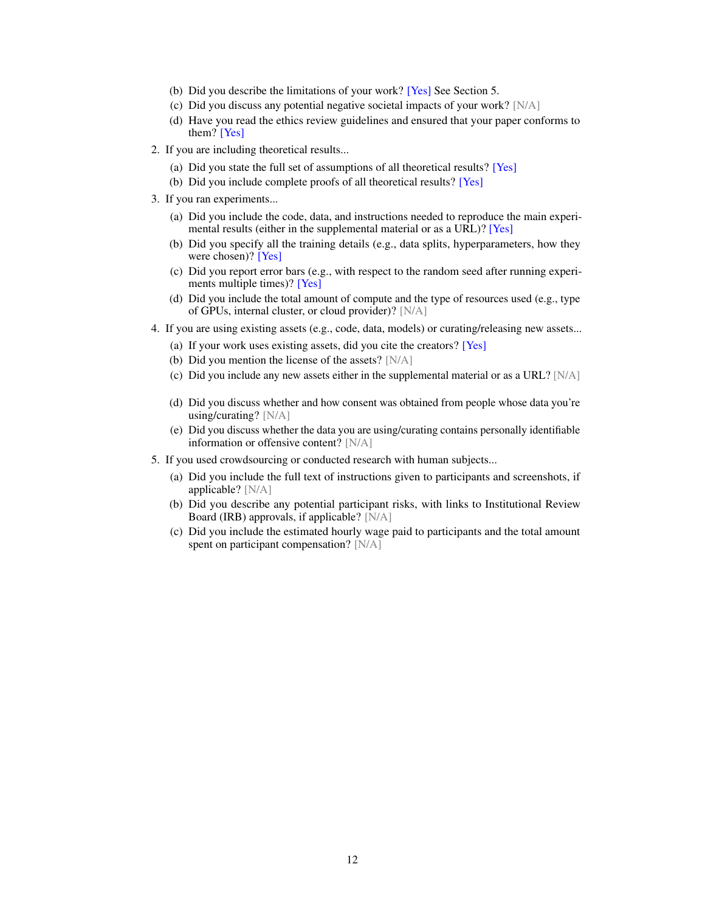(b) Did you describe the limitations of your work? [Yes] See Section 5.
   (c) Did you discuss any potential negative societal impacts of your work? [N/A]
   (d) Have you read the ethics review guidelines and ensured that your paper conforms to them? [Yes]

2. If you are including theoretical results...
   (a) Did you state the full set of assumptions of all theoretical results? [Yes]
   (b) Did you include complete proofs of all theoretical results? [Yes]

3. If you ran experiments...
   (a) Did you include the code, data, and instructions needed to reproduce the main experimental results (either in the supplemental material or as a URL)? [Yes]
   (b) Did you specify all the training details (e.g., data splits, hyperparameters, how they were chosen)? [Yes]
   (c) Did you report error bars (e.g., with respect to the random seed after running experiments multiple times)? [Yes]
   (d) Did you include the total amount of compute and the type of resources used (e.g., type of GPUs, internal cluster, or cloud provider)? [N/A]

4. If you are using existing assets (e.g., code, data, models) or curating/releasing new assets...
   (a) If your work uses existing assets, did you cite the creators? [Yes]
   (b) Did you mention the license of the assets? [N/A]
   (c) Did you include any new assets either in the supplemental material or as a URL? [N/A]
   (d) Did you discuss whether and how consent was obtained from people whose data you're using/curating? [N/A]
   (e) Did you discuss whether the data you are using/curating contains personally identifiable information or offensive content? [N/A]

5. If you used crowdsourcing or conducted research with human subjects...
   (a) Did you include the full text of instructions given to participants and screenshots, if applicable? [N/A]
   (b) Did you describe any potential participant risks, with links to Institutional Review Board (IRB) approvals, if applicable? [N/A]
   (c) Did you include the estimated hourly wage paid to participants and the total amount spent on participant compensation? [N/A]